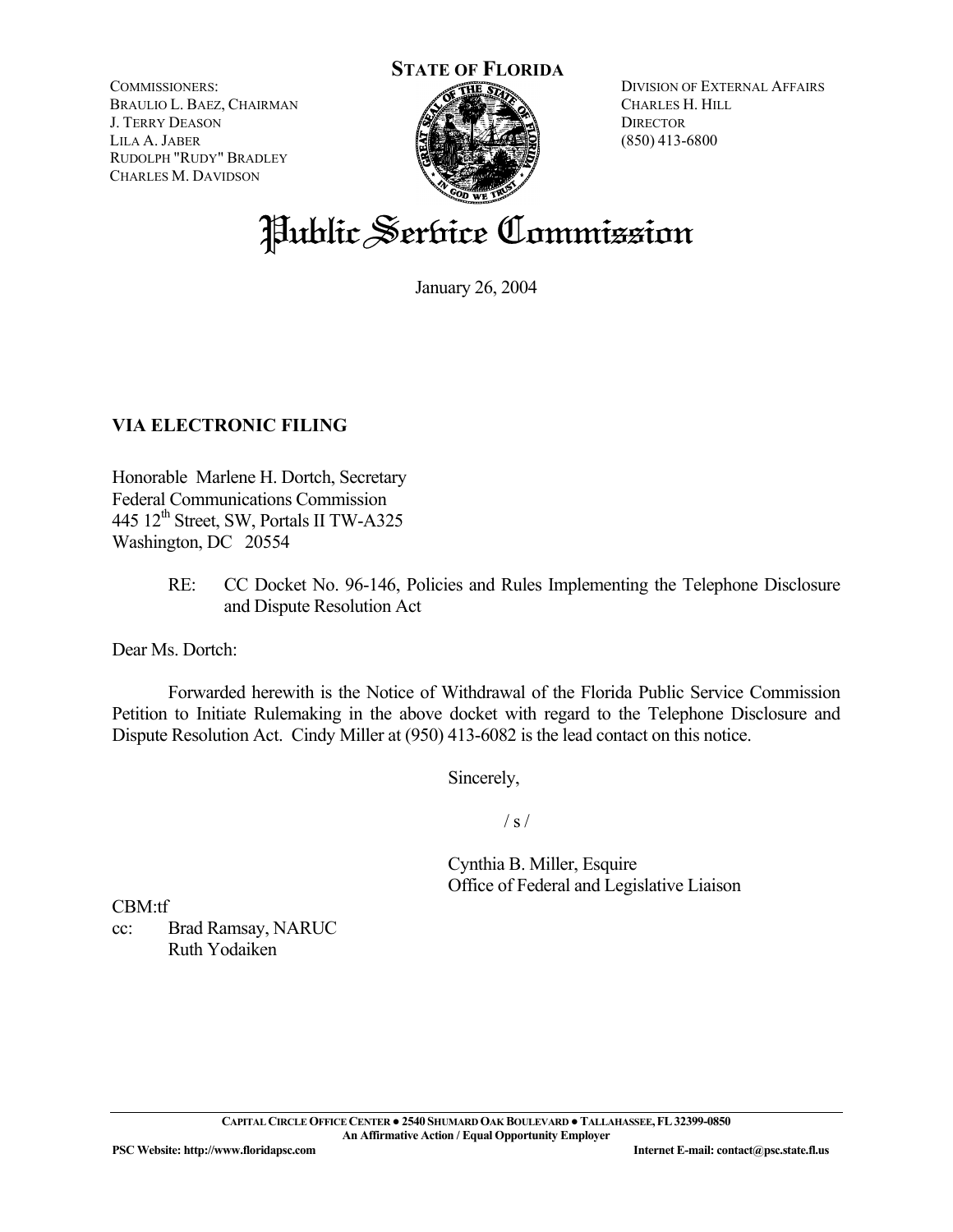**STATE OF FLORIDA**

COMMISSIONERS:
BRAULIO L. BAEZ, CHAIRMAN
J. TERRY DEASON
LILA A. JABER
RUDOLPH "RUDY" BRADLEY
CHARLES M. DAVIDSON

DIVISION OF EXTERNAL AFFAIRS
CHARLES H. HILL
DIRECTOR
(850) 413-6800

# Public Service Commission

January 26, 2004

**VIA ELECTRONIC FILING**

Honorable Marlene H. Dortch, Secretary
Federal Communications Commission
445 12th Street, SW, Portals II TW-A325
Washington, DC 20554

RE: CC Docket No. 96-146, Policies and Rules Implementing the Telephone Disclosure and Dispute Resolution Act

Dear Ms. Dortch:

Forwarded herewith is the Notice of Withdrawal of the Florida Public Service Commission Petition to Initiate Rulemaking in the above docket with regard to the Telephone Disclosure and Dispute Resolution Act. Cindy Miller at (950) 413-6082 is the lead contact on this notice.

Sincerely,

/ s /

Cynthia B. Miller, Esquire
Office of Federal and Legislative Liaison

CBM:tf

cc: Brad Ramsay, NARUC
Ruth Yodaiken

CAPITAL CIRCLE OFFICE CENTER ● 2540 SHUMARD OAK BOULEVARD ● TALLAHASSEE, FL 32399-0850
An Affirmative Action / Equal Opportunity Employer

PSC Website: http://www.floridapsc.com Internet E-mail: contact@psc.state.fl.us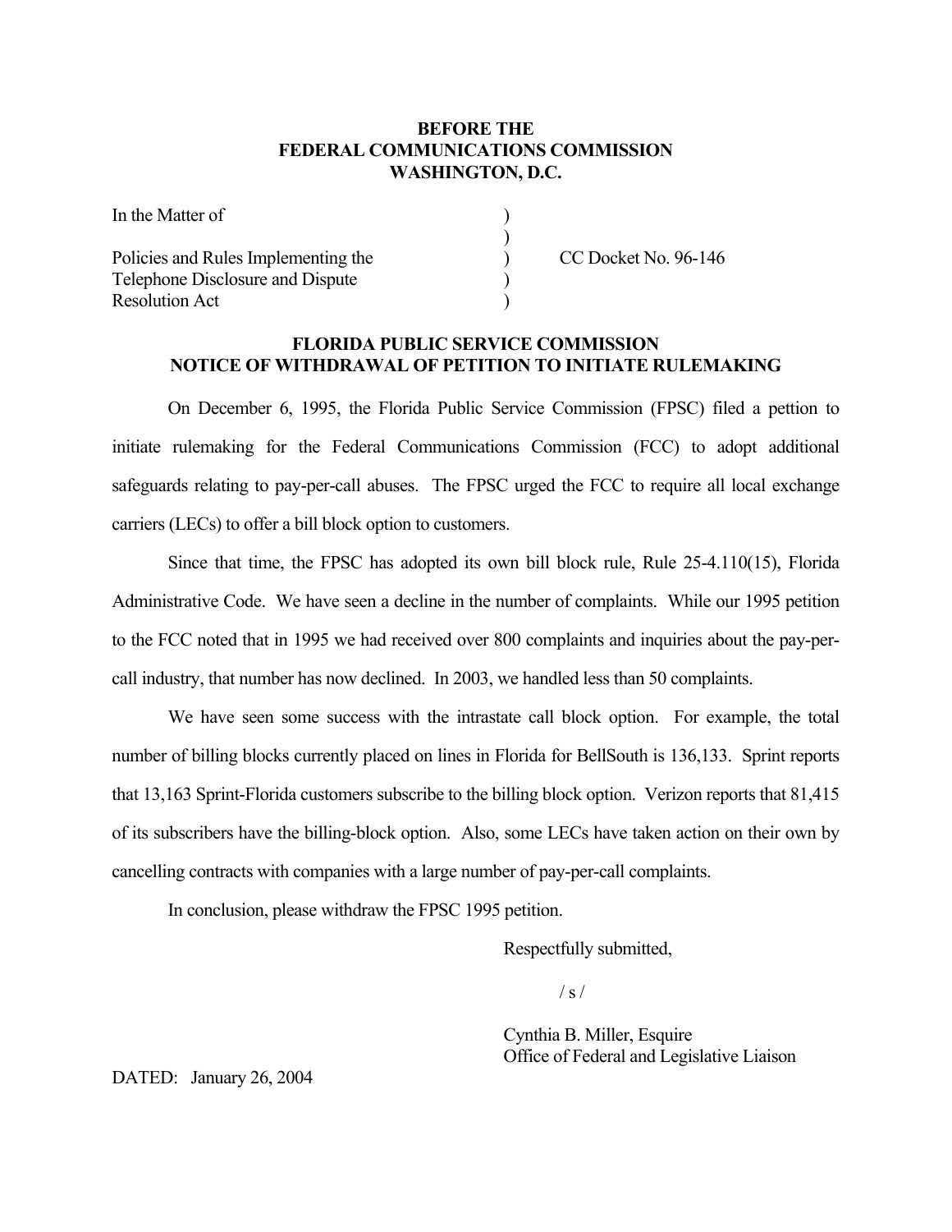**BEFORE THE**
**FEDERAL COMMUNICATIONS COMMISSION**
**WASHINGTON, D.C.**

| | | |
|---|---|---|
| In the Matter of | ) | |
| | ) | |
| Policies and Rules Implementing the | ) | CC Docket No. 96-146 |
| Telephone Disclosure and Dispute | ) | |
| Resolution Act | ) | |

**FLORIDA PUBLIC SERVICE COMMISSION**
**NOTICE OF WITHDRAWAL OF PETITION TO INITIATE RULEMAKING**

On December 6, 1995, the Florida Public Service Commission (FPSC) filed a pettion to initiate rulemaking for the Federal Communications Commission (FCC) to adopt additional safeguards relating to pay-per-call abuses. The FPSC urged the FCC to require all local exchange carriers (LECs) to offer a bill block option to customers.

Since that time, the FPSC has adopted its own bill block rule, Rule 25-4.110(15), Florida Administrative Code. We have seen a decline in the number of complaints. While our 1995 petition to the FCC noted that in 1995 we had received over 800 complaints and inquiries about the pay-per-call industry, that number has now declined. In 2003, we handled less than 50 complaints.

We have seen some success with the intrastate call block option. For example, the total number of billing blocks currently placed on lines in Florida for BellSouth is 136,133. Sprint reports that 13,163 Sprint-Florida customers subscribe to the billing block option. Verizon reports that 81,415 of its subscribers have the billing-block option. Also, some LECs have taken action on their own by cancelling contracts with companies with a large number of pay-per-call complaints.

In conclusion, please withdraw the FPSC 1995 petition.

Respectfully submitted,

/ s /

Cynthia B. Miller, Esquire
Office of Federal and Legislative Liaison

DATED: January 26, 2004